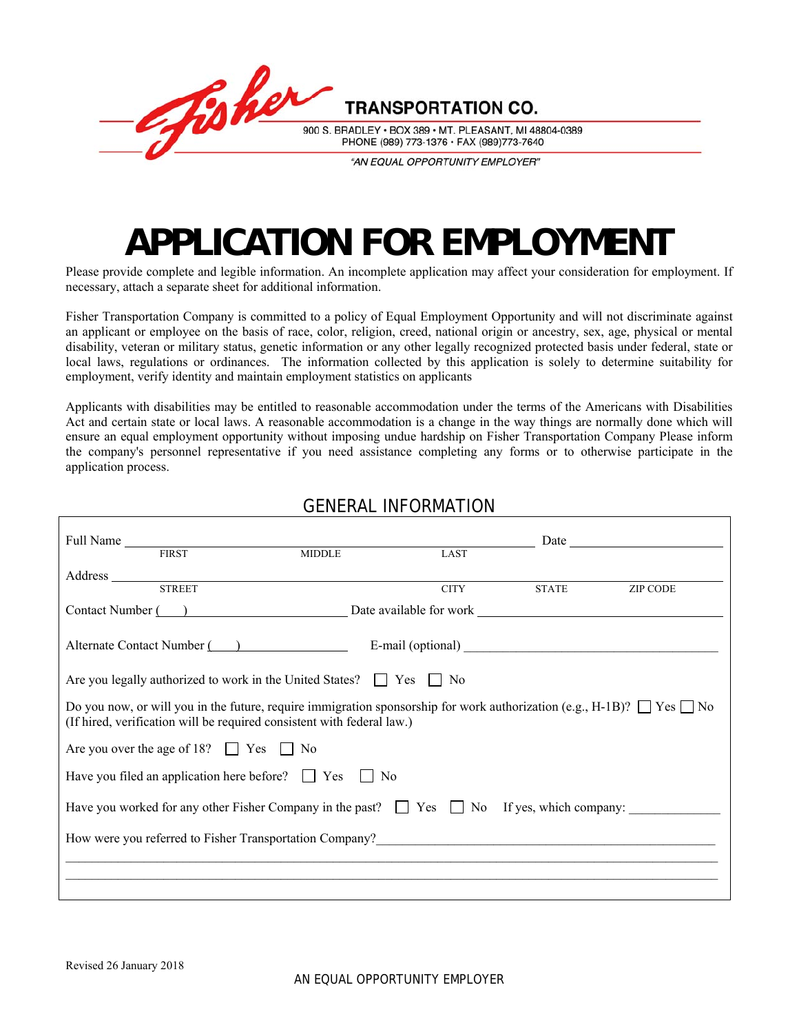Fisher TRANSPORTATION CO.

900 S. BRADLEY • BOX 389 • MT. PLEASANT, MI 48804-0389
PHONE (989) 773-1376 • FAX (989)773-7640

*"AN EQUAL OPPORTUNITY EMPLOYER"*

# APPLICATION FOR EMPLOYMENT

Please provide complete and legible information. An incomplete application may affect your consideration for employment. If necessary, attach a separate sheet for additional information.

Fisher Transportation Company is committed to a policy of Equal Employment Opportunity and will not discriminate against an applicant or employee on the basis of race, color, religion, creed, national origin or ancestry, sex, age, physical or mental disability, veteran or military status, genetic information or any other legally recognized protected basis under federal, state or local laws, regulations or ordinances. The information collected by this application is solely to determine suitability for employment, verify identity and maintain employment statistics on applicants

Applicants with disabilities may be entitled to reasonable accommodation under the terms of the Americans with Disabilities Act and certain state or local laws. A reasonable accommodation is a change in the way things are normally done which will ensure an equal employment opportunity without imposing undue hardship on Fisher Transportation Company Please inform the company's personnel representative if you need assistance completing any forms or to otherwise participate in the application process.

## GENERAL INFORMATION

Full Name ______________________________________________ Date ______________
FIRST MIDDLE LAST

Address ______________________________________________________________________
STREET CITY STATE ZIP CODE

Contact Number (   ) ____________________ Date available for work ______________________

Alternate Contact Number (   ) ______________ E-mail (optional) ______________________

Are you legally authorized to work in the United States? ☐ Yes ☐ No

Do you now, or will you in the future, require immigration sponsorship for work authorization (e.g., H-1B)? ☐ Yes ☐ No
(If hired, verification will be required consistent with federal law.)

Are you over the age of 18? ☐ Yes ☐ No

Have you filed an application here before? ☐ Yes ☐ No

Have you worked for any other Fisher Company in the past? ☐ Yes ☐ No If yes, which company: ____________

How were you referred to Fisher Transportation Company?________________________________________

______________________________________________________________________________

______________________________________________________________________________

Revised 26 January 2018

AN EQUAL OPPORTUNITY EMPLOYER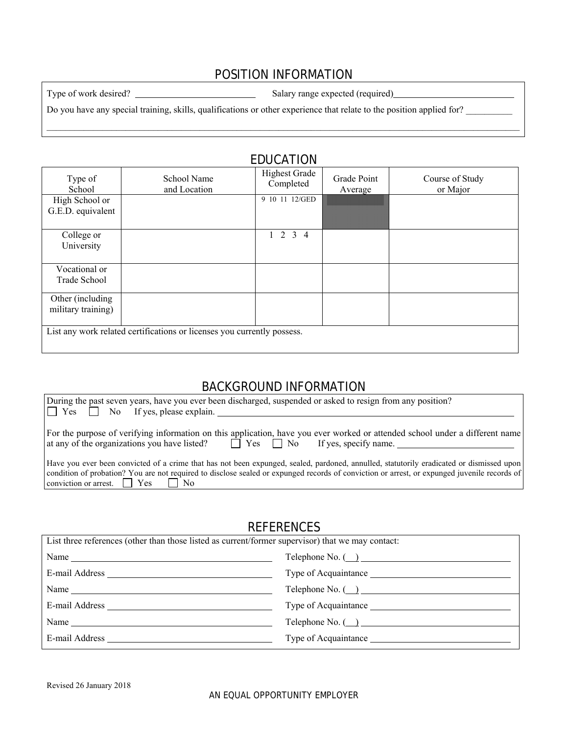## POSITION INFORMATION

Type of work desired? ______________________ Salary range expected (required) ______________________

Do you have any special training, skills, qualifications or other experience that relate to the position applied for? __________

______________________________________________________________________________

## EDUCATION

| Type of School | School Name and Location | Highest Grade Completed | Grade Point Average | Course of Study or Major |
|---|---|---|---|---|
| High School or G.E.D. equivalent | | 9 10 11 12/GED | | |
| College or University | | 1 2 3 4 | | |
| Vocational or Trade School | | | | |
| Other (including military training) | | | | |

List any work related certifications or licenses you currently possess.

## BACKGROUND INFORMATION

During the past seven years, have you ever been discharged, suspended or asked to resign from any position?
☐ Yes ☐ No If yes, please explain. ______________________

For the purpose of verifying information on this application, have you ever worked or attended school under a different name at any of the organizations you have listed? ☐ Yes ☐ No If yes, specify name. ______________________

Have you ever been convicted of a crime that has not been expunged, sealed, pardoned, annulled, statutorily eradicated or dismissed upon condition of probation? You are not required to disclose sealed or expunged records of conviction or arrest, or expunged juvenile records of conviction or arrest. ☐ Yes ☐ No

## REFERENCES

List three references (other than those listed as current/former supervisor) that we may contact:

Name ______________________ Telephone No. (__) ______________________

E-mail Address ______________________ Type of Acquaintance ______________________

Name ______________________ Telephone No. (__) ______________________

E-mail Address ______________________ Type of Acquaintance ______________________

Name ______________________ Telephone No. (__) ______________________

E-mail Address ______________________ Type of Acquaintance ______________________

Revised 26 January 2018

AN EQUAL OPPORTUNITY EMPLOYER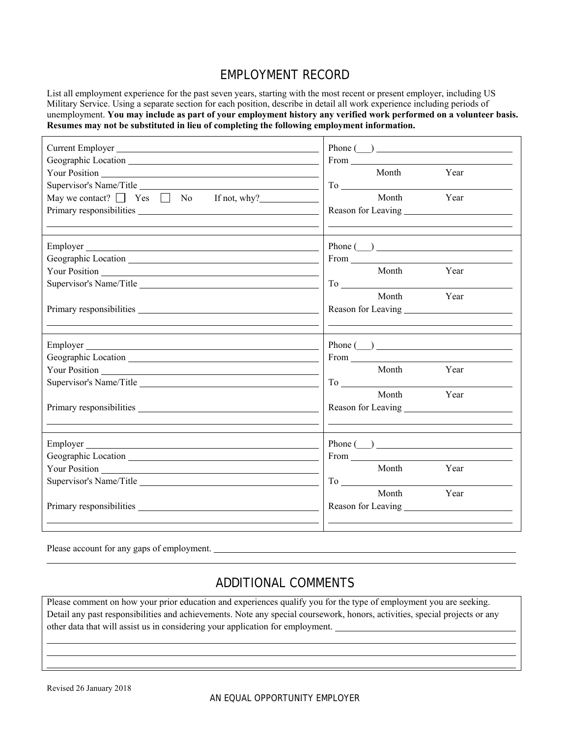## EMPLOYMENT RECORD

List all employment experience for the past seven years, starting with the most recent or present employer, including US Military Service. Using a separate section for each position, describe in detail all work experience including periods of unemployment. **You may include as part of your employment history any verified work performed on a volunteer basis. Resumes may not be substituted in lieu of completing the following employment information.**

| | |
|---|---|
| Current Employer ______<br>Geographic Location ______<br>Your Position ______<br>Supervisor's Name/Title ______<br>May we contact? ☐ Yes ☐ No If not, why? ______<br>Primary responsibilities ______ | Phone (\_\_\_) ______<br>From ______ Month Year<br>To ______ Month Year<br>Reason for Leaving ______ |
| Employer ______<br>Geographic Location ______<br>Your Position ______<br>Supervisor's Name/Title ______<br>Primary responsibilities ______ | Phone (\_\_\_) ______<br>From ______ Month Year<br>To ______ Month Year<br>Reason for Leaving ______ |
| Employer ______<br>Geographic Location ______<br>Your Position ______<br>Supervisor's Name/Title ______<br>Primary responsibilities ______ | Phone (\_\_\_) ______<br>From ______ Month Year<br>To ______ Month Year<br>Reason for Leaving ______ |
| Employer ______<br>Geographic Location ______<br>Your Position ______<br>Supervisor's Name/Title ______<br>Primary responsibilities ______ | Phone (\_\_\_) ______<br>From ______ Month Year<br>To ______ Month Year<br>Reason for Leaving ______ |

Please account for any gaps of employment. ______

## ADDITIONAL COMMENTS

Please comment on how your prior education and experiences qualify you for the type of employment you are seeking. Detail any past responsibilities and achievements. Note any special coursework, honors, activities, special projects or any other data that will assist us in considering your application for employment. ______

Revised 26 January 2018

AN EQUAL OPPORTUNITY EMPLOYER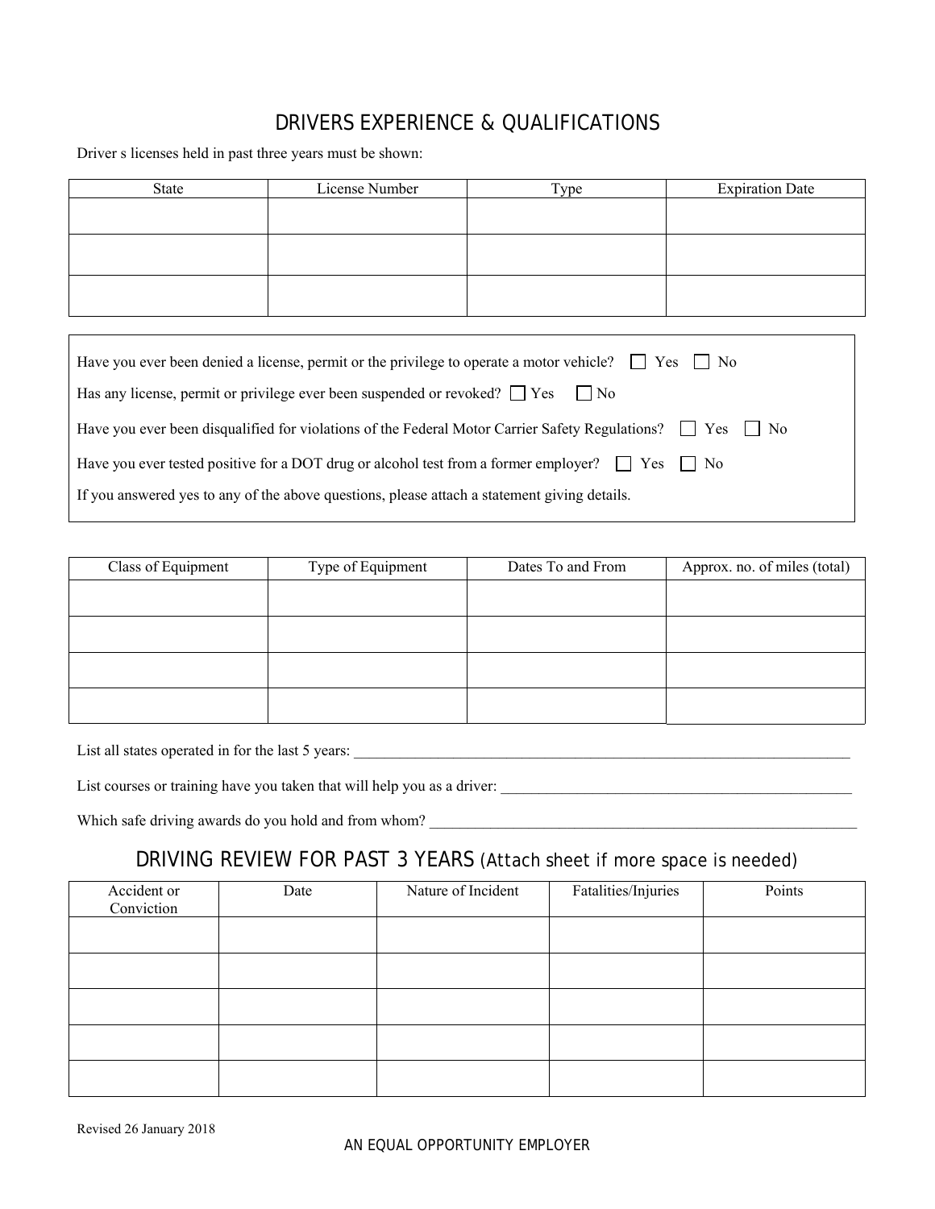## DRIVERS EXPERIENCE & QUALIFICATIONS

Driver s licenses held in past three years must be shown:

| State | License Number | Type | Expiration Date |
|---|---|---|---|
| | | | |
| | | | |
| | | | |

Have you ever been denied a license, permit or the privilege to operate a motor vehicle? ☐ Yes ☐ No

Has any license, permit or privilege ever been suspended or revoked? ☐ Yes ☐ No

Have you ever been disqualified for violations of the Federal Motor Carrier Safety Regulations? ☐ Yes ☐ No

Have you ever tested positive for a DOT drug or alcohol test from a former employer? ☐ Yes ☐ No

If you answered yes to any of the above questions, please attach a statement giving details.

| Class of Equipment | Type of Equipment | Dates To and From | Approx. no. of miles (total) |
|---|---|---|---|
| | | | |
| | | | |
| | | | |
| | | | |

List all states operated in for the last 5 years: ___________________________________________________________________

List courses or training have you taken that will help you as a driver: _______________________________________________

Which safe driving awards do you hold and from whom? _________________________________________________________

## DRIVING REVIEW FOR PAST 3 YEARS (Attach sheet if more space is needed)

| Accident or Conviction | Date | Nature of Incident | Fatalities/Injuries | Points |
|---|---|---|---|---|
| | | | | |
| | | | | |
| | | | | |
| | | | | |
| | | | | |

Revised 26 January 2018

AN EQUAL OPPORTUNITY EMPLOYER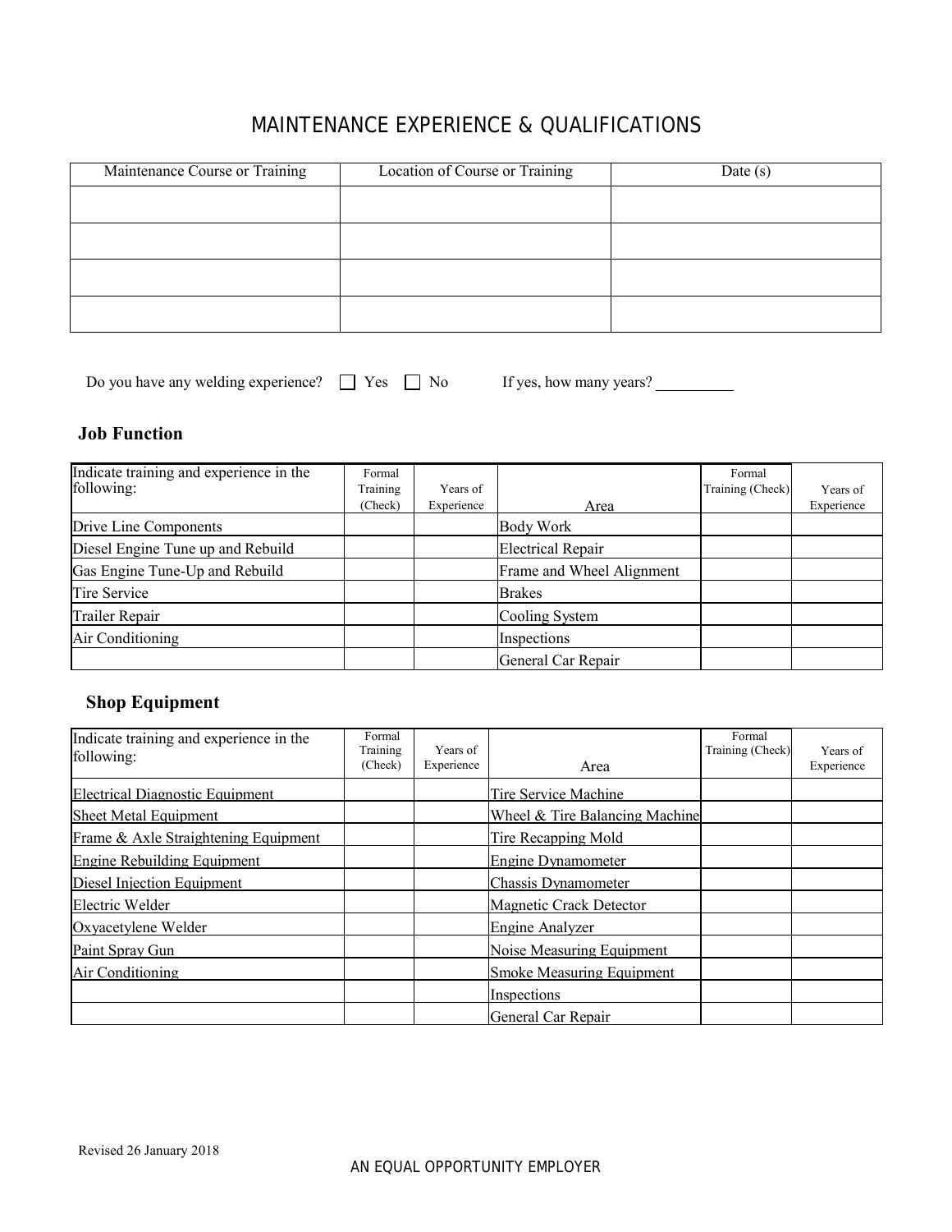# MAINTENANCE EXPERIENCE & QUALIFICATIONS

| Maintenance Course or Training | Location of Course or Training | Date (s) |
|---|---|---|
| | | |
| | | |
| | | |
| | | |

Do you have any welding experience? ☐ Yes ☐ No If yes, how many years? __________

## Job Function

| Indicate training and experience in the following: | Formal Training (Check) | Years of Experience | Area | Formal Training (Check) | Years of Experience |
|---|---|---|---|---|---|
| Drive Line Components | | | Body Work | | |
| Diesel Engine Tune up and Rebuild | | | Electrical Repair | | |
| Gas Engine Tune-Up and Rebuild | | | Frame and Wheel Alignment | | |
| Tire Service | | | Brakes | | |
| Trailer Repair | | | Cooling System | | |
| Air Conditioning | | | Inspections | | |
| | | | General Car Repair | | |

## Shop Equipment

| Indicate training and experience in the following: | Formal Training (Check) | Years of Experience | Area | Formal Training (Check) | Years of Experience |
|---|---|---|---|---|---|
| Electrical Diagnostic Equipment | | | Tire Service Machine | | |
| Sheet Metal Equipment | | | Wheel & Tire Balancing Machine | | |
| Frame & Axle Straightening Equipment | | | Tire Recapping Mold | | |
| Engine Rebuilding Equipment | | | Engine Dynamometer | | |
| Diesel Injection Equipment | | | Chassis Dynamometer | | |
| Electric Welder | | | Magnetic Crack Detector | | |
| Oxyacetylene Welder | | | Engine Analyzer | | |
| Paint Spray Gun | | | Noise Measuring Equipment | | |
| Air Conditioning | | | Smoke Measuring Equipment | | |
| | | | Inspections | | |
| | | | General Car Repair | | |

Revised 26 January 2018

AN EQUAL OPPORTUNITY EMPLOYER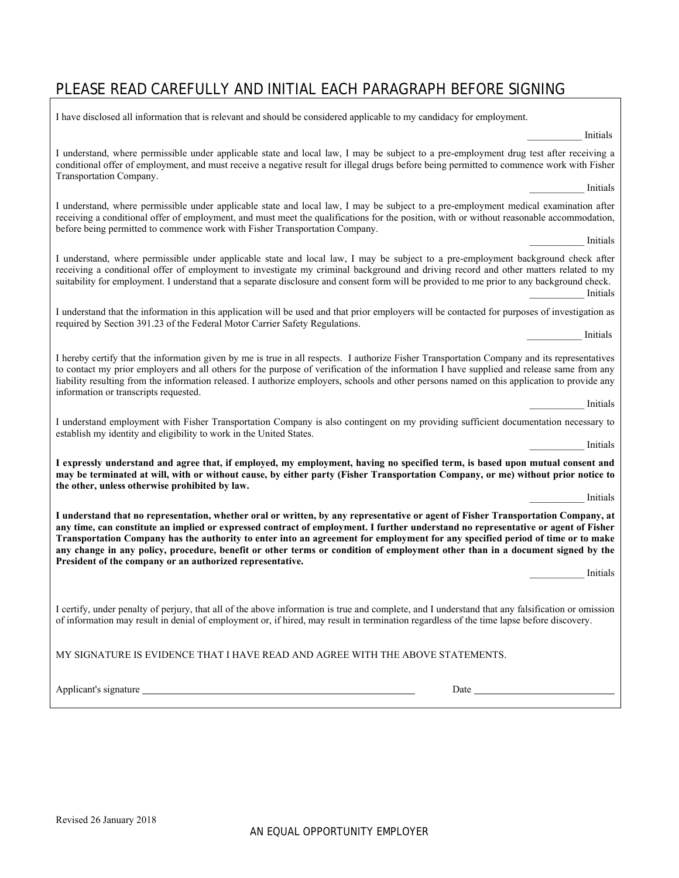## PLEASE READ CAREFULLY AND INITIAL EACH PARAGRAPH BEFORE SIGNING

I have disclosed all information that is relevant and should be considered applicable to my candidacy for employment.

___________ Initials

I understand, where permissible under applicable state and local law, I may be subject to a pre-employment drug test after receiving a conditional offer of employment, and must receive a negative result for illegal drugs before being permitted to commence work with Fisher Transportation Company.

___________ Initials

I understand, where permissible under applicable state and local law, I may be subject to a pre-employment medical examination after receiving a conditional offer of employment, and must meet the qualifications for the position, with or without reasonable accommodation, before being permitted to commence work with Fisher Transportation Company.

___________ Initials

I understand, where permissible under applicable state and local law, I may be subject to a pre-employment background check after receiving a conditional offer of employment to investigate my criminal background and driving record and other matters related to my suitability for employment. I understand that a separate disclosure and consent form will be provided to me prior to any background check.

___________ Initials

I understand that the information in this application will be used and that prior employers will be contacted for purposes of investigation as required by Section 391.23 of the Federal Motor Carrier Safety Regulations.

___________ Initials

I hereby certify that the information given by me is true in all respects. I authorize Fisher Transportation Company and its representatives to contact my prior employers and all others for the purpose of verification of the information I have supplied and release same from any liability resulting from the information released. I authorize employers, schools and other persons named on this application to provide any information or transcripts requested.

___________ Initials

I understand employment with Fisher Transportation Company is also contingent on my providing sufficient documentation necessary to establish my identity and eligibility to work in the United States.

___________ Initials

**I expressly understand and agree that, if employed, my employment, having no specified term, is based upon mutual consent and may be terminated at will, with or without cause, by either party (Fisher Transportation Company, or me) without prior notice to the other, unless otherwise prohibited by law.**

___________ Initials

**I understand that no representation, whether oral or written, by any representative or agent of Fisher Transportation Company, at any time, can constitute an implied or expressed contract of employment. I further understand no representative or agent of Fisher Transportation Company has the authority to enter into an agreement for employment for any specified period of time or to make any change in any policy, procedure, benefit or other terms or condition of employment other than in a document signed by the President of the company or an authorized representative.**

___________ Initials

I certify, under penalty of perjury, that all of the above information is true and complete, and I understand that any falsification or omission of information may result in denial of employment or, if hired, may result in termination regardless of the time lapse before discovery.

MY SIGNATURE IS EVIDENCE THAT I HAVE READ AND AGREE WITH THE ABOVE STATEMENTS.

Applicant's signature ______________________________ Date ______________________

Revised 26 January 2018

AN EQUAL OPPORTUNITY EMPLOYER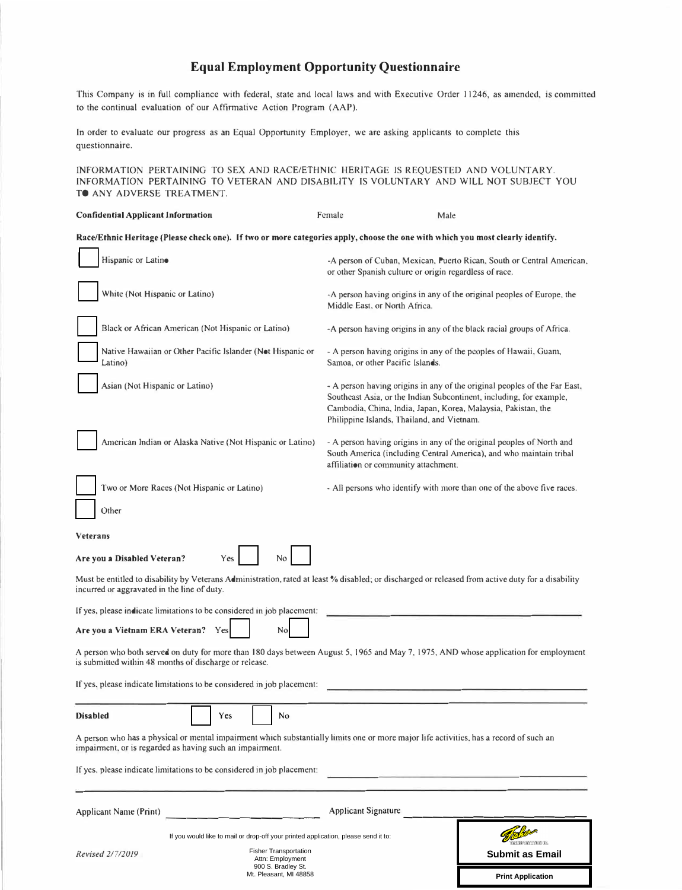# Equal Employment Opportunity Questionnaire

This Company is in full compliance with federal, state and local laws and with Executive Order 11246, as amended, is committed to the continual evaluation of our Affirmative Action Program (AAP).

In order to evaluate our progress as an Equal Opportunity Employer, we are asking applicants to complete this questionnaire.

INFORMATION PERTAINING TO SEX AND RACE/ETHNIC HERITAGE IS REQUESTED AND VOLUNTARY. INFORMATION PERTAINING TO VETERAN AND DISABILITY IS VOLUNTARY AND WILL NOT SUBJECT YOU TO ANY ADVERSE TREATMENT.

**Confidential Applicant Information** Female Male

**Race/Ethnic Heritage (Please check one). If two or more categories apply, choose the one with which you most clearly identify.**

| | |
|---|---|
| ☐ Hispanic or Latino | -A person of Cuban, Mexican, Puerto Rican, South or Central American, or other Spanish culture or origin regardless of race. |
| ☐ White (Not Hispanic or Latino) | -A person having origins in any of the original peoples of Europe, the Middle East, or North Africa. |
| ☐ Black or African American (Not Hispanic or Latino) | -A person having origins in any of the black racial groups of Africa. |
| ☐ Native Hawaiian or Other Pacific Islander (Not Hispanic or Latino) | - A person having origins in any of the peoples of Hawaii, Guam, Samoa, or other Pacific Islands. |
| ☐ Asian (Not Hispanic or Latino) | - A person having origins in any of the original peoples of the Far East, Southeast Asia, or the Indian Subcontinent, including, for example, Cambodia, China, India, Japan, Korea, Malaysia, Pakistan, the Philippine Islands, Thailand, and Vietnam. |
| ☐ American Indian or Alaska Native (Not Hispanic or Latino) | - A person having origins in any of the original peoples of North and South America (including Central America), and who maintain tribal affiliation or community attachment. |
| ☐ Two or More Races (Not Hispanic or Latino) | - All persons who identify with more than one of the above five races. |
| ☐ Other | |

**Veterans**

**Are you a Disabled Veteran?** Yes ☐ No ☐

Must be entitled to disability by Veterans Administration, rated at least % disabled; or discharged or released from active duty for a disability incurred or aggravated in the line of duty.

If yes, please indicate limitations to be considered in job placement: ______________________

**Are you a Vietnam ERA Veteran?** Yes ☐ No ☐

A person who both served on duty for more than 180 days between August 5, 1965 and May 7, 1975, AND whose application for employment is submitted within 48 months of discharge or release.

If yes, please indicate limitations to be considered in job placement: ______________________

**Disabled** ☐ Yes ☐ No

A person who has a physical or mental impairment which substantially limits one or more major life activities, has a record of such an impairment, or is regarded as having such an impairment.

If yes, please indicate limitations to be considered in job placement: ______________________

Applicant Name (Print) ______________________ Applicant Signature ______________________

If you would like to mail or drop-off your printed application, please send it to:

Fisher Transportation
Attn: Employment
900 S. Bradley St.
Mt. Pleasant, MI 48858

*Revised 2/7/2019*

**Submit as Email**

**Print Application**